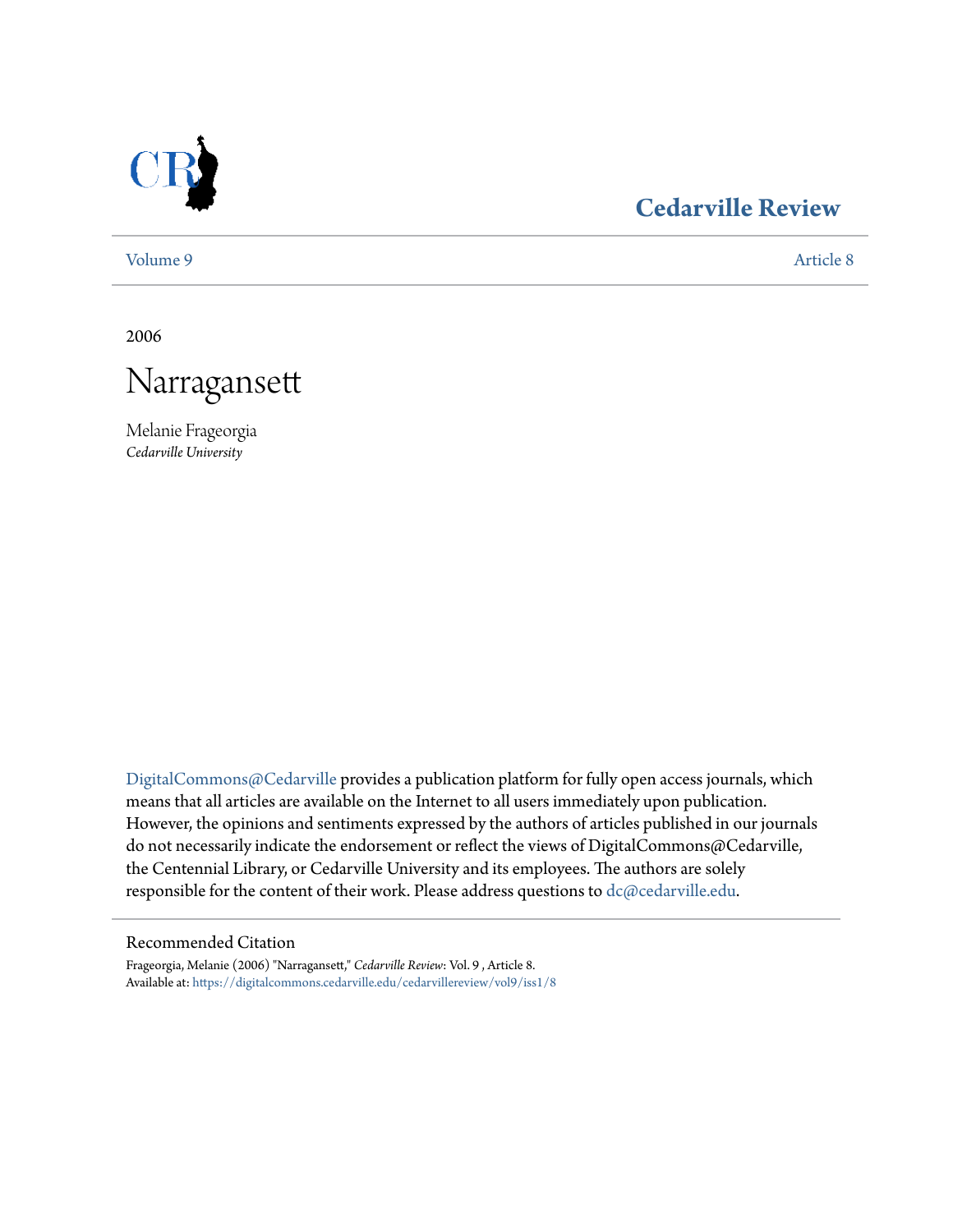# Cedarville Review

Volume 9 | Article 8

2006

# Narragansett

Melanie Frageorgia
*Cedarville University*

DigitalCommons@Cedarville provides a publication platform for fully open access journals, which means that all articles are available on the Internet to all users immediately upon publication. However, the opinions and sentiments expressed by the authors of articles published in our journals do not necessarily indicate the endorsement or reflect the views of DigitalCommons@Cedarville, the Centennial Library, or Cedarville University and its employees. The authors are solely responsible for the content of their work. Please address questions to dc@cedarville.edu.

## Recommended Citation

Frageorgia, Melanie (2006) "Narragansett," *Cedarville Review*: Vol. 9 , Article 8.
Available at: https://digitalcommons.cedarville.edu/cedarvillereview/vol9/iss1/8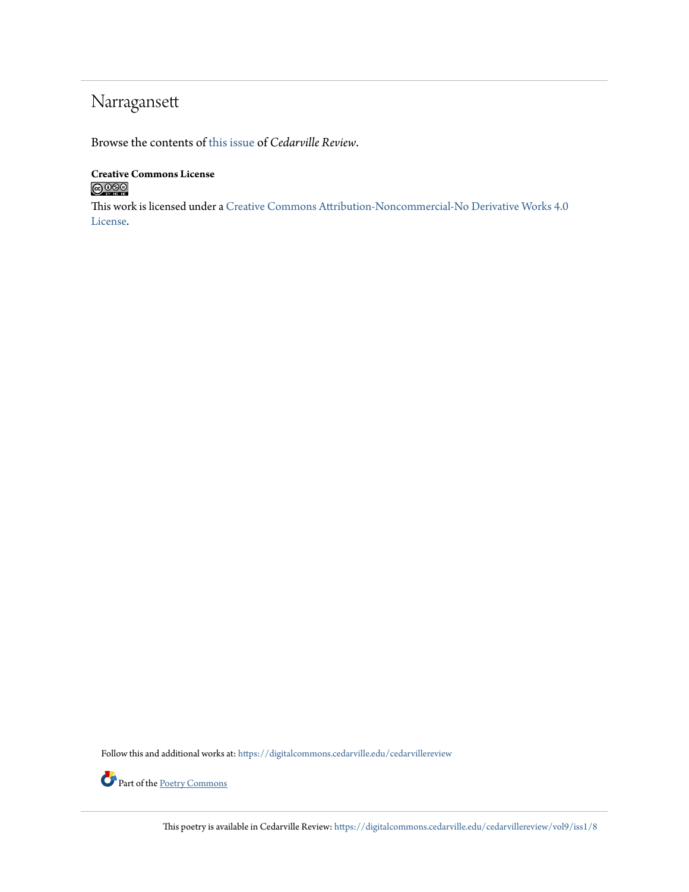# Narragansett

Browse the contents of this issue of *Cedarville Review*.

**Creative Commons License**

This work is licensed under a Creative Commons Attribution-Noncommercial-No Derivative Works 4.0 License.

Follow this and additional works at: https://digitalcommons.cedarville.edu/cedarvillereview

Part of the Poetry Commons

This poetry is available in Cedarville Review: https://digitalcommons.cedarville.edu/cedarvillereview/vol9/iss1/8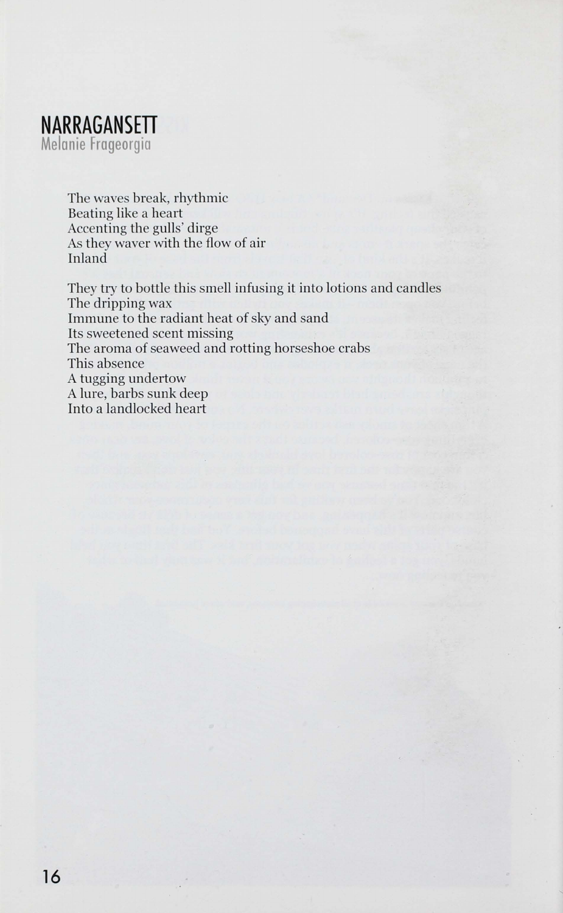# NARRAGANSETT

Melanie Frageorgia

The waves break, rhythmic  
Beating like a heart  
Accenting the gulls' dirge  
As they waver with the flow of air  
Inland

They try to bottle this smell infusing it into lotions and candles  
The dripping wax  
Immune to the radiant heat of sky and sand  
Its sweetened scent missing  
The aroma of seaweed and rotting horseshoe crabs  
This absence  
A tugging undertow  
A lure, barbs sunk deep  
Into a landlocked heart